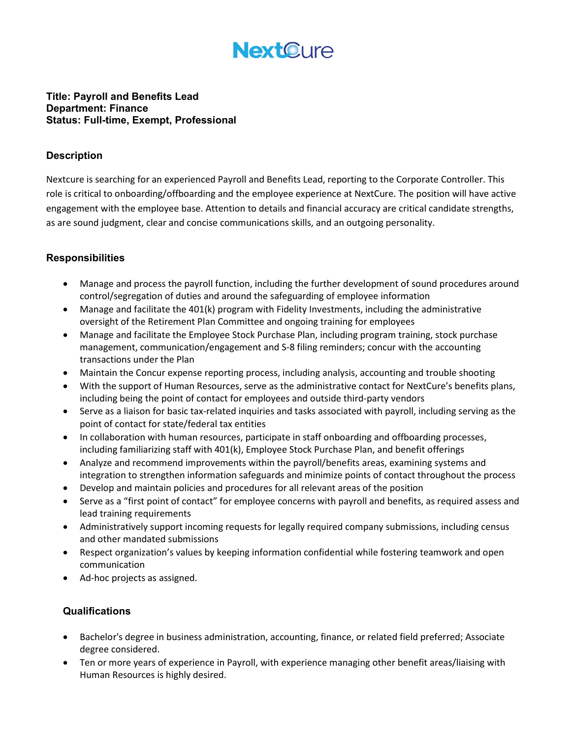NextCure

**Title: Payroll and Benefits Lead**
**Department: Finance**
**Status: Full-time, Exempt, Professional**

## Description

Nextcure is searching for an experienced Payroll and Benefits Lead, reporting to the Corporate Controller. This role is critical to onboarding/offboarding and the employee experience at NextCure. The position will have active engagement with the employee base. Attention to details and financial accuracy are critical candidate strengths, as are sound judgment, clear and concise communications skills, and an outgoing personality.

## Responsibilities

- Manage and process the payroll function, including the further development of sound procedures around control/segregation of duties and around the safeguarding of employee information
- Manage and facilitate the 401(k) program with Fidelity Investments, including the administrative oversight of the Retirement Plan Committee and ongoing training for employees
- Manage and facilitate the Employee Stock Purchase Plan, including program training, stock purchase management, communication/engagement and S-8 filing reminders; concur with the accounting transactions under the Plan
- Maintain the Concur expense reporting process, including analysis, accounting and trouble shooting
- With the support of Human Resources, serve as the administrative contact for NextCure's benefits plans, including being the point of contact for employees and outside third-party vendors
- Serve as a liaison for basic tax-related inquiries and tasks associated with payroll, including serving as the point of contact for state/federal tax entities
- In collaboration with human resources, participate in staff onboarding and offboarding processes, including familiarizing staff with 401(k), Employee Stock Purchase Plan, and benefit offerings
- Analyze and recommend improvements within the payroll/benefits areas, examining systems and integration to strengthen information safeguards and minimize points of contact throughout the process
- Develop and maintain policies and procedures for all relevant areas of the position
- Serve as a "first point of contact" for employee concerns with payroll and benefits, as required assess and lead training requirements
- Administratively support incoming requests for legally required company submissions, including census and other mandated submissions
- Respect organization's values by keeping information confidential while fostering teamwork and open communication
- Ad-hoc projects as assigned.

## Qualifications

- Bachelor's degree in business administration, accounting, finance, or related field preferred; Associate degree considered.
- Ten or more years of experience in Payroll, with experience managing other benefit areas/liaising with Human Resources is highly desired.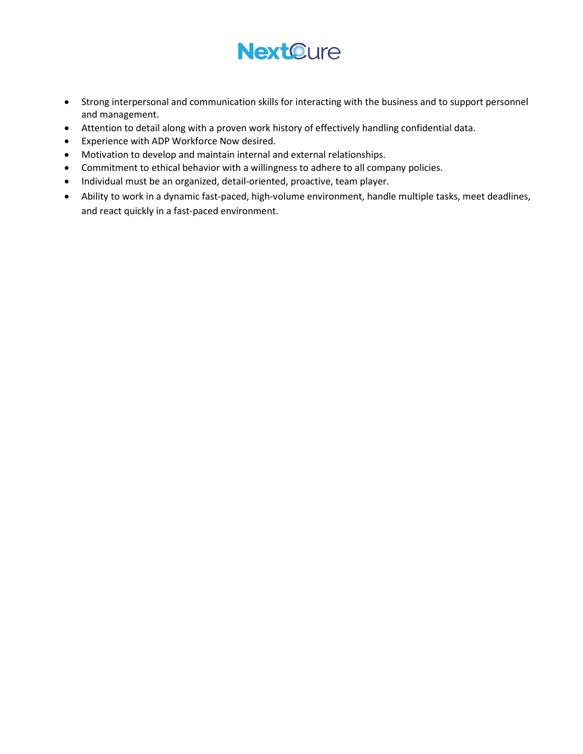- Strong interpersonal and communication skills for interacting with the business and to support personnel and management.
- Attention to detail along with a proven work history of effectively handling confidential data.
- Experience with ADP Workforce Now desired.
- Motivation to develop and maintain internal and external relationships.
- Commitment to ethical behavior with a willingness to adhere to all company policies.
- Individual must be an organized, detail-oriented, proactive, team player.
- Ability to work in a dynamic fast-paced, high-volume environment, handle multiple tasks, meet deadlines, and react quickly in a fast-paced environment.